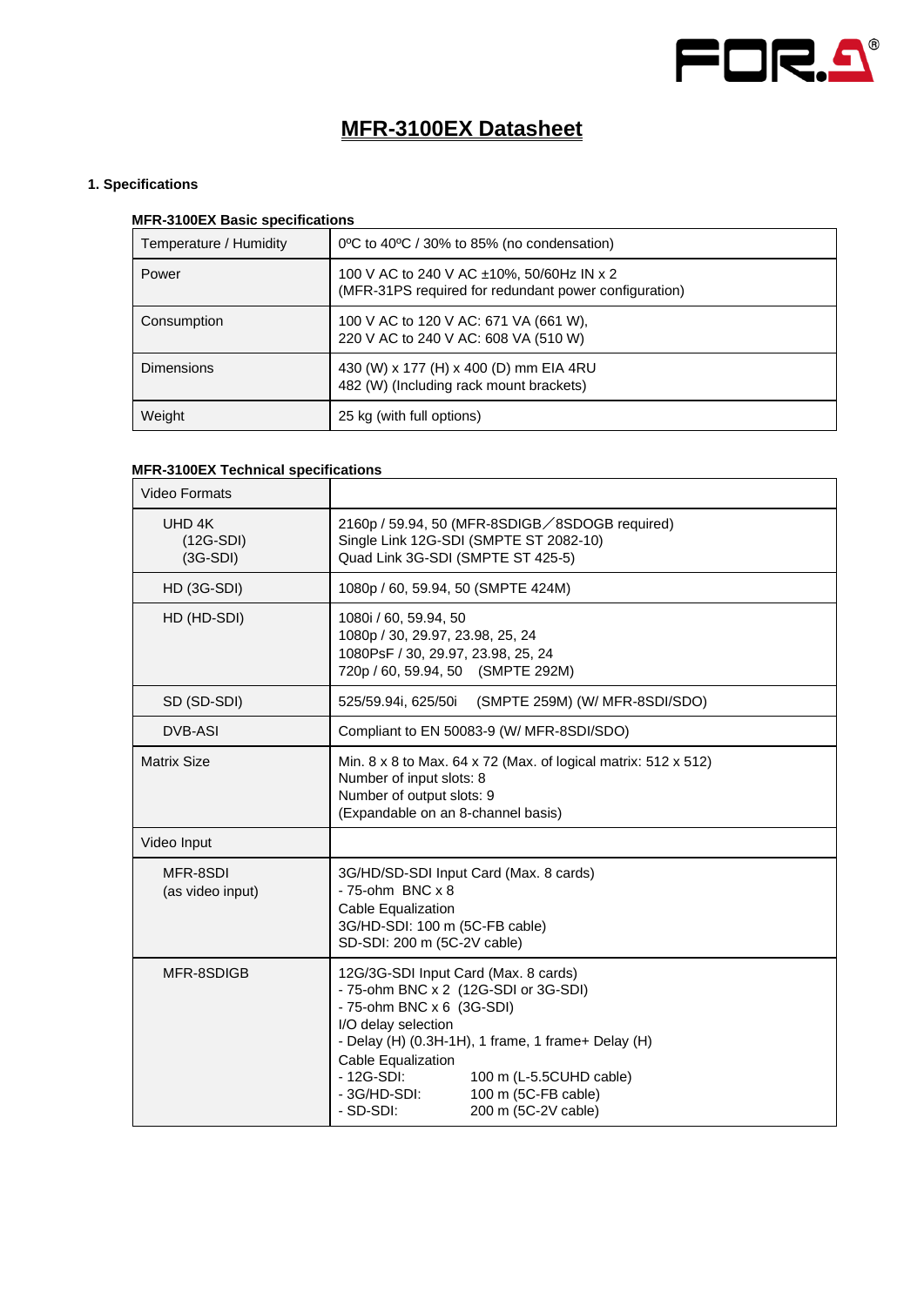# MFR-3100EX Datasheet

## 1. Specifications

**MFR-3100EX Basic specifications**

| | |
|---|---|
| Temperature / Humidity | 0ºC to 40ºC / 30% to 85% (no condensation) |
| Power | 100 V AC to 240 V AC ±10%, 50/60Hz IN x 2<br>(MFR-31PS required for redundant power configuration) |
| Consumption | 100 V AC to 120 V AC: 671 VA (661 W),<br>220 V AC to 240 V AC: 608 VA (510 W) |
| Dimensions | 430 (W) x 177 (H) x 400 (D) mm EIA 4RU<br>482 (W) (Including rack mount brackets) |
| Weight | 25 kg (with full options) |

**MFR-3100EX Technical specifications**

| | |
|---|---|
| Video Formats | |
| UHD 4K<br>(12G-SDI)<br>(3G-SDI) | 2160p / 59.94, 50 (MFR-8SDIGB／8SDOGB required)<br>Single Link 12G-SDI (SMPTE ST 2082-10)<br>Quad Link 3G-SDI (SMPTE ST 425-5) |
| HD (3G-SDI) | 1080p / 60, 59.94, 50 (SMPTE 424M) |
| HD (HD-SDI) | 1080i / 60, 59.94, 50<br>1080p / 30, 29.97, 23.98, 25, 24<br>1080PsF / 30, 29.97, 23.98, 25, 24<br>720p / 60, 59.94, 50 (SMPTE 292M) |
| SD (SD-SDI) | 525/59.94i, 625/50i (SMPTE 259M) (W/ MFR-8SDI/SDO) |
| DVB-ASI | Compliant to EN 50083-9 (W/ MFR-8SDI/SDO) |
| Matrix Size | Min. 8 x 8 to Max. 64 x 72 (Max. of logical matrix: 512 x 512)<br>Number of input slots: 8<br>Number of output slots: 9<br>(Expandable on an 8-channel basis) |
| Video Input | |
| MFR-8SDI<br>(as video input) | 3G/HD/SD-SDI Input Card (Max. 8 cards)<br>- 75-ohm BNC x 8<br>Cable Equalization<br>3G/HD-SDI: 100 m (5C-FB cable)<br>SD-SDI: 200 m (5C-2V cable) |
| MFR-8SDIGB | 12G/3G-SDI Input Card (Max. 8 cards)<br>- 75-ohm BNC x 2 (12G-SDI or 3G-SDI)<br>- 75-ohm BNC x 6 (3G-SDI)<br>I/O delay selection<br>- Delay (H) (0.3H-1H), 1 frame, 1 frame+ Delay (H)<br>Cable Equalization<br>- 12G-SDI: 100 m (L-5.5CUHD cable)<br>- 3G/HD-SDI: 100 m (5C-FB cable)<br>- SD-SDI: 200 m (5C-2V cable) |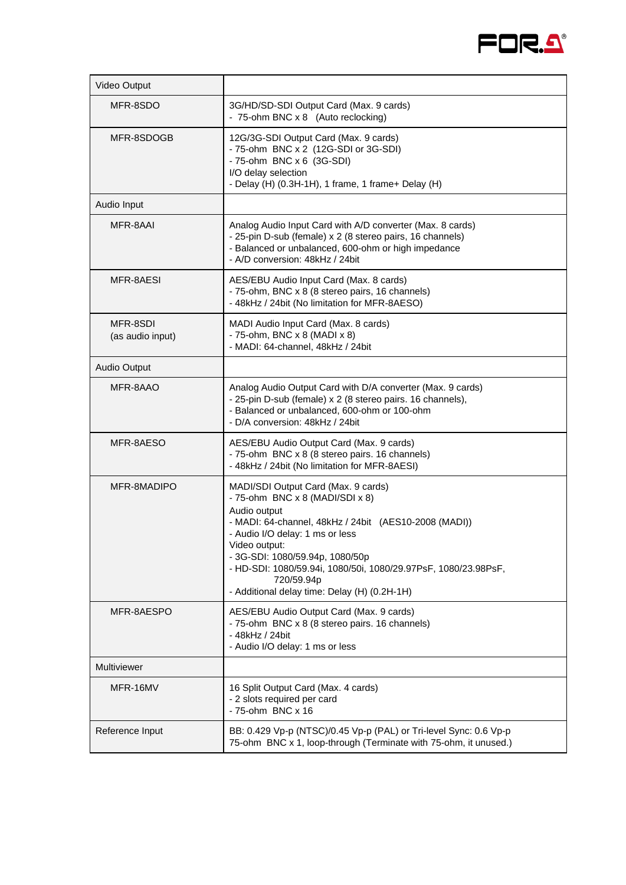| | |
|---|---|
| Video Output | |
| MFR-8SDO | 3G/HD/SD-SDI Output Card (Max. 9 cards)<br>- 75-ohm BNC x 8 (Auto reclocking) |
| MFR-8SDOGB | 12G/3G-SDI Output Card (Max. 9 cards)<br>- 75-ohm BNC x 2 (12G-SDI or 3G-SDI)<br>- 75-ohm BNC x 6 (3G-SDI)<br>I/O delay selection<br>- Delay (H) (0.3H-1H), 1 frame, 1 frame+ Delay (H) |
| Audio Input | |
| MFR-8AAI | Analog Audio Input Card with A/D converter (Max. 8 cards)<br>- 25-pin D-sub (female) x 2 (8 stereo pairs, 16 channels)<br>- Balanced or unbalanced, 600-ohm or high impedance<br>- A/D conversion: 48kHz / 24bit |
| MFR-8AESI | AES/EBU Audio Input Card (Max. 8 cards)<br>- 75-ohm, BNC x 8 (8 stereo pairs, 16 channels)<br>- 48kHz / 24bit (No limitation for MFR-8AESO) |
| MFR-8SDI<br>(as audio input) | MADI Audio Input Card (Max. 8 cards)<br>- 75-ohm, BNC x 8 (MADI x 8)<br>- MADI: 64-channel, 48kHz / 24bit |
| Audio Output | |
| MFR-8AAO | Analog Audio Output Card with D/A converter (Max. 9 cards)<br>- 25-pin D-sub (female) x 2 (8 stereo pairs. 16 channels),<br>- Balanced or unbalanced, 600-ohm or 100-ohm<br>- D/A conversion: 48kHz / 24bit |
| MFR-8AESO | AES/EBU Audio Output Card (Max. 9 cards)<br>- 75-ohm BNC x 8 (8 stereo pairs. 16 channels)<br>- 48kHz / 24bit (No limitation for MFR-8AESI) |
| MFR-8MADIPO | MADI/SDI Output Card (Max. 9 cards)<br>- 75-ohm BNC x 8 (MADI/SDI x 8)<br>Audio output<br>- MADI: 64-channel, 48kHz / 24bit (AES10-2008 (MADI))<br>- Audio I/O delay: 1 ms or less<br>Video output:<br>- 3G-SDI: 1080/59.94p, 1080/50p<br>- HD-SDI: 1080/59.94i, 1080/50i, 1080/29.97PsF, 1080/23.98PsF, 720/59.94p<br>- Additional delay time: Delay (H) (0.2H-1H) |
| MFR-8AESPO | AES/EBU Audio Output Card (Max. 9 cards)<br>- 75-ohm BNC x 8 (8 stereo pairs. 16 channels)<br>- 48kHz / 24bit<br>- Audio I/O delay: 1 ms or less |
| Multiviewer | |
| MFR-16MV | 16 Split Output Card (Max. 4 cards)<br>- 2 slots required per card<br>- 75-ohm BNC x 16 |
| Reference Input | BB: 0.429 Vp-p (NTSC)/0.45 Vp-p (PAL) or Tri-level Sync: 0.6 Vp-p<br>75-ohm BNC x 1, loop-through (Terminate with 75-ohm, it unused.) |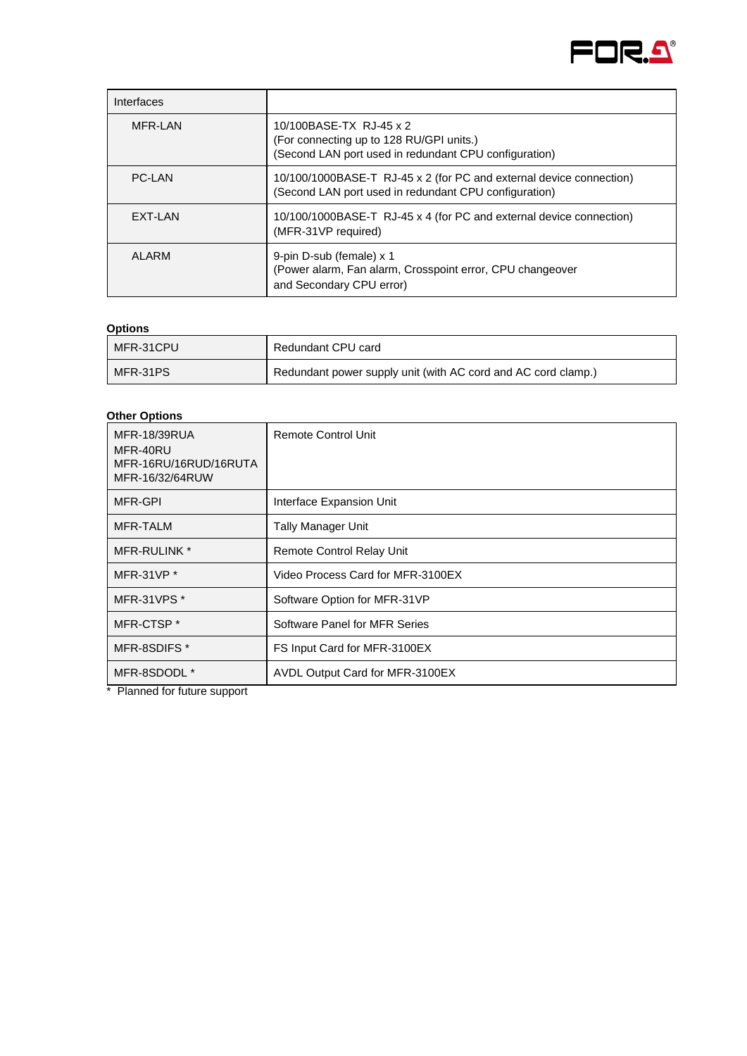| Interfaces | |
|---|---|
| MFR-LAN | 10/100BASE-TX RJ-45 x 2<br>(For connecting up to 128 RU/GPI units.)<br>(Second LAN port used in redundant CPU configuration) |
| PC-LAN | 10/100/1000BASE-T RJ-45 x 2 (for PC and external device connection)<br>(Second LAN port used in redundant CPU configuration) |
| EXT-LAN | 10/100/1000BASE-T RJ-45 x 4 (for PC and external device connection)<br>(MFR-31VP required) |
| ALARM | 9-pin D-sub (female) x 1<br>(Power alarm, Fan alarm, Crosspoint error, CPU changeover<br>and Secondary CPU error) |

**Options**

| | |
|---|---|
| MFR-31CPU | Redundant CPU card |
| MFR-31PS | Redundant power supply unit (with AC cord and AC cord clamp.) |

**Other Options**

| | |
|---|---|
| MFR-18/39RUA<br>MFR-40RU<br>MFR-16RU/16RUD/16RUTA<br>MFR-16/32/64RUW | Remote Control Unit |
| MFR-GPI | Interface Expansion Unit |
| MFR-TALM | Tally Manager Unit |
| MFR-RULINK * | Remote Control Relay Unit |
| MFR-31VP * | Video Process Card for MFR-3100EX |
| MFR-31VPS * | Software Option for MFR-31VP |
| MFR-CTSP * | Software Panel for MFR Series |
| MFR-8SDIFS * | FS Input Card for MFR-3100EX |
| MFR-8SDODL * | AVDL Output Card for MFR-3100EX |

\* Planned for future support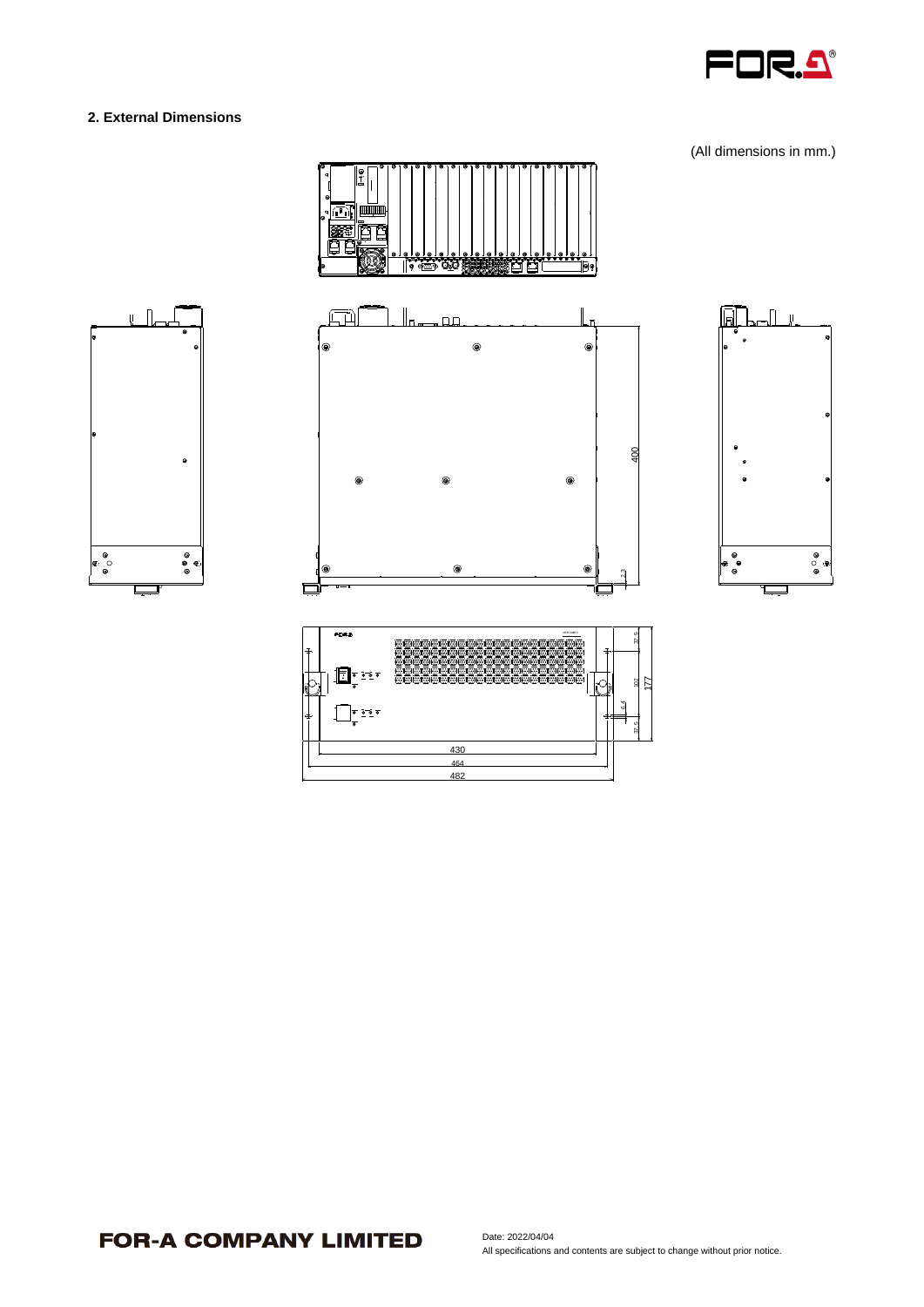## 2. External Dimensions

(All dimensions in mm.)

400

2.3

430

464

482

37.5

102

177

6.4

37.5

Date: 2022/04/04

All specifications and contents are subject to change without prior notice.